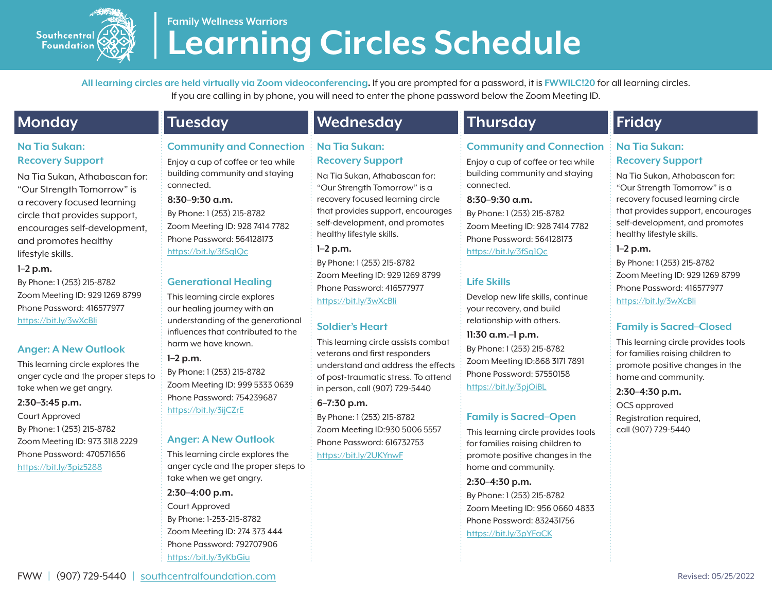Southcentral Foundation

Family Wellness Warriors

# Learning Circles Schedule

**All learning circles are held virtually via Zoom videoconferencing.** If you are prompted for a password, it is **FWWILC!20** for all learning circles.
If you are calling in by phone, you will need to enter the phone password below the Zoom Meeting ID.

## Monday

### Na Tia Sukan: Recovery Support

Na Tia Sukan, Athabascan for: "Our Strength Tomorrow" is a recovery focused learning circle that provides support, encourages self-development, and promotes healthy lifestyle skills.

**1–2 p.m.**

By Phone: 1 (253) 215-8782
Zoom Meeting ID: 929 1269 8799
Phone Password: 416577977
https://bit.ly/3wXcBli

### Anger: A New Outlook

This learning circle explores the anger cycle and the proper steps to take when we get angry.

**2:30–3:45 p.m.**

Court Approved
By Phone: 1 (253) 215-8782
Zoom Meeting ID: 973 3118 2229
Phone Password: 470571656
https://bit.ly/3piz5288

## Tuesday

### Community and Connection

Enjoy a cup of coffee or tea while building community and staying connected.

**8:30–9:30 a.m.**

By Phone: 1 (253) 215-8782
Zoom Meeting ID: 928 7414 7782
Phone Password: 564128173
https://bit.ly/3fSq1Qc

### Generational Healing

This learning circle explores our healing journey with an understanding of the generational influences that contributed to the harm we have known.

**1–2 p.m.**

By Phone: 1 (253) 215-8782
Zoom Meeting ID: 999 5333 0639
Phone Password: 754239687
https://bit.ly/3ijCZrE

### Anger: A New Outlook

This learning circle explores the anger cycle and the proper steps to take when we get angry.

**2:30–4:00 p.m.**

Court Approved
By Phone: 1-253-215-8782
Zoom Meeting ID: 274 373 444
Phone Password: 792707906
https://bit.ly/3yKbGiu

## Wednesday

### Na Tia Sukan: Recovery Support

Na Tia Sukan, Athabascan for: "Our Strength Tomorrow" is a recovery focused learning circle that provides support, encourages self-development, and promotes healthy lifestyle skills.

**1–2 p.m.**

By Phone: 1 (253) 215-8782
Zoom Meeting ID: 929 1269 8799
Phone Password: 416577977
https://bit.ly/3wXcBli

### Soldier's Heart

This learning circle assists combat veterans and first responders understand and address the effects of post-traumatic stress. To attend in person, call (907) 729-5440

**6–7:30 p.m.**

By Phone: 1 (253) 215-8782
Zoom Meeting ID:930 5006 5557
Phone Password: 616732753
https://bit.ly/2UKYnwF

## Thursday

### Community and Connection

Enjoy a cup of coffee or tea while building community and staying connected.

**8:30–9:30 a.m.**

By Phone: 1 (253) 215-8782
Zoom Meeting ID: 928 7414 7782
Phone Password: 564128173
https://bit.ly/3fSq1Qc

### Life Skills

Develop new life skills, continue your recovery, and build relationship with others.

**11:30 a.m.–1 p.m.**

By Phone: 1 (253) 215-8782
Zoom Meeting ID:868 3171 7891
Phone Password: 57550158
https://bit.ly/3pjOiBL

### Family is Sacred–Open

This learning circle provides tools for families raising children to promote positive changes in the home and community.

**2:30–4:30 p.m.**

By Phone: 1 (253) 215-8782
Zoom Meeting ID: 956 0660 4833
Phone Password: 832431756
https://bit.ly/3pYFaCK

## Friday

### Na Tia Sukan: Recovery Support

Na Tia Sukan, Athabascan for: "Our Strength Tomorrow" is a recovery focused learning circle that provides support, encourages self-development, and promotes healthy lifestyle skills.

**1–2 p.m.**

By Phone: 1 (253) 215-8782
Zoom Meeting ID: 929 1269 8799
Phone Password: 416577977
https://bit.ly/3wXcBli

### Family is Sacred–Closed

This learning circle provides tools for families raising children to promote positive changes in the home and community.

**2:30–4:30 p.m.**

OCS approved
Registration required, call (907) 729-5440

FWW | (907) 729-5440 | southcentralfoundation.com

Revised: 05/25/2022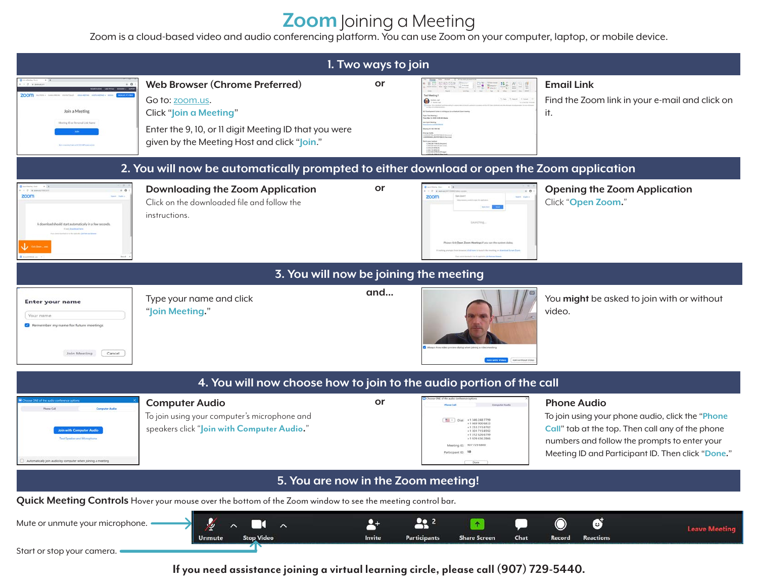# Zoom Joining a Meeting

Zoom is a cloud-based video and audio conferencing platform. You can use Zoom on your computer, laptop, or mobile device.

## 1. Two ways to join

### Web Browser (Chrome Preferred)

Go to: zoom.us.

Click "Join a Meeting"

Enter the 9, 10, or 11 digit Meeting ID that you were given by the Meeting Host and click "Join."

or

### Email Link

Find the Zoom link in your e-mail and click on it.

## 2. You will now be automatically prompted to either download or open the Zoom application

### Downloading the Zoom Application

Click on the downloaded file and follow the instructions.

or

### Opening the Zoom Application

Click "Open Zoom."

## 3. You will now be joining the meeting

Type your name and click "Join Meeting."

and...

You **might** be asked to join with or without video.

## 4. You will now choose how to join to the audio portion of the call

### Computer Audio

To join using your computer's microphone and speakers click "Join with Computer Audio."

or

### Phone Audio

To join using your phone audio, click the "Phone Call" tab at the top. Then call any of the phone numbers and follow the prompts to enter your Meeting ID and Participant ID. Then click "Done."

## 5. You are now in the Zoom meeting!

**Quick Meeting Controls** Hover your mouse over the bottom of the Zoom window to see the meeting control bar.

Mute or unmute your microphone.

Start or stop your camera.

Unmute | Stop Video | Invite | Participants 2 | Share Screen | Chat | Record | Reactions | Leave Meeting

**If you need assistance joining a virtual learning circle, please call (907) 729-5440.**